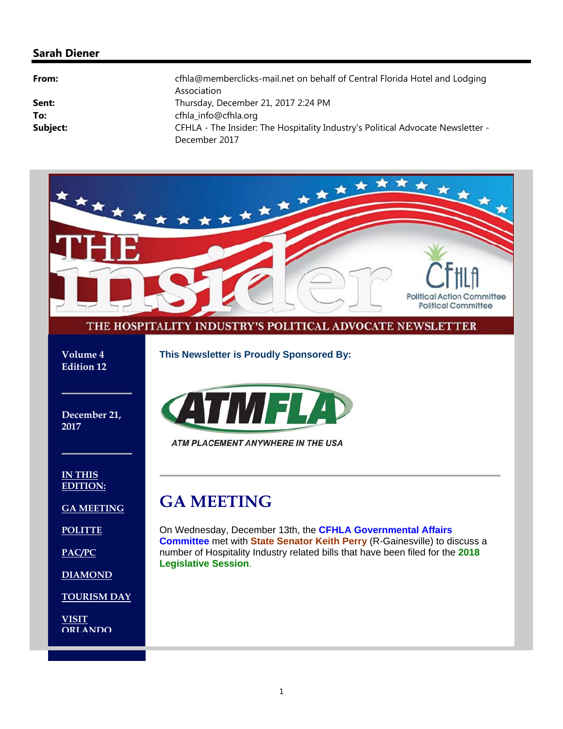## Sarah Diener

**From:** cfhla@memberclicks-mail.net on behalf of Central Florida Hotel and Lodging Association
**Sent:** Thursday, December 21, 2017 2:24 PM
**To:** cfhla_info@cfhla.org
**Subject:** CFHLA - The Insider: The Hospitality Industry's Political Advocate Newsletter - December 2017

# THE insider

CFHLA Political Action Committee Political Committee

THE HOSPITALITY INDUSTRY'S POLITICAL ADVOCATE NEWSLETTER

**Volume 4**
**Edition 12**

**December 21, 2017**

**IN THIS EDITION:**

- GA MEETING
- POLITTE
- PAC/PC
- DIAMOND
- TOURISM DAY
- VISIT ORLANDO

**This Newsletter is Proudly Sponsored By:**

ATMFLA
*ATM PLACEMENT ANYWHERE IN THE USA*

---

# GA MEETING

On Wednesday, December 13th, the **CFHLA Governmental Affairs Committee** met with **State Senator Keith Perry** (R-Gainesville) to discuss a number of Hospitality Industry related bills that have been filed for the **2018 Legislative Session**.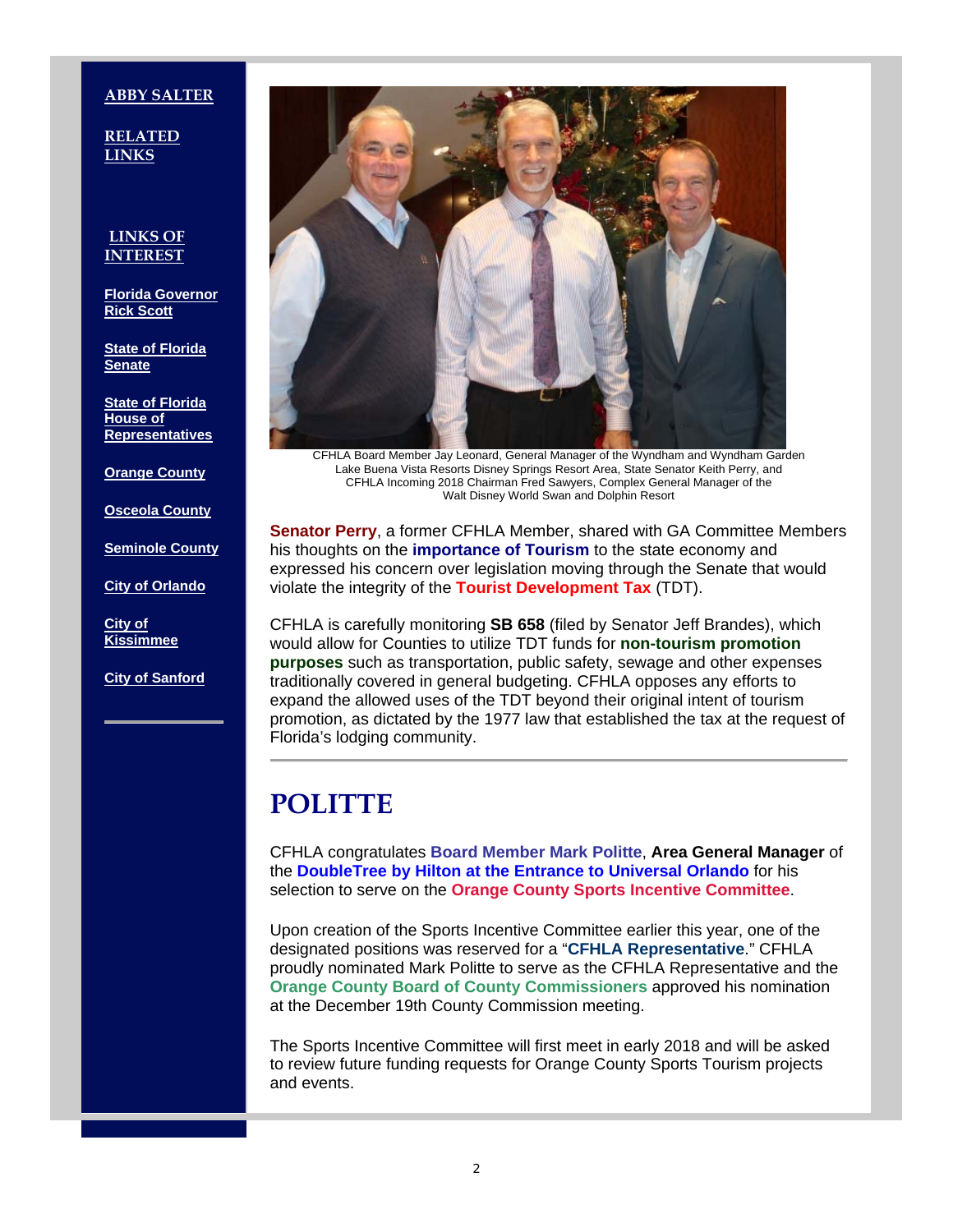**ABBY SALTER**

**RELATED LINKS**

**LINKS OF INTEREST**

**Florida Governor Rick Scott**

**State of Florida Senate**

**State of Florida House of Representatives**

**Orange County**

**Osceola County**

**Seminole County**

**City of Orlando**

**City of Kissimmee**

**City of Sanford**

CFHLA Board Member Jay Leonard, General Manager of the Wyndham and Wyndham Garden Lake Buena Vista Resorts Disney Springs Resort Area, State Senator Keith Perry, and CFHLA Incoming 2018 Chairman Fred Sawyers, Complex General Manager of the Walt Disney World Swan and Dolphin Resort

**Senator Perry**, a former CFHLA Member, shared with GA Committee Members his thoughts on the **importance of Tourism** to the state economy and expressed his concern over legislation moving through the Senate that would violate the integrity of the **Tourist Development Tax** (TDT).

CFHLA is carefully monitoring **SB 658** (filed by Senator Jeff Brandes), which would allow for Counties to utilize TDT funds for **non-tourism promotion purposes** such as transportation, public safety, sewage and other expenses traditionally covered in general budgeting. CFHLA opposes any efforts to expand the allowed uses of the TDT beyond their original intent of tourism promotion, as dictated by the 1977 law that established the tax at the request of Florida's lodging community.

# POLITTE

CFHLA congratulates **Board Member Mark Politte**, **Area General Manager** of the **DoubleTree by Hilton at the Entrance to Universal Orlando** for his selection to serve on the **Orange County Sports Incentive Committee**.

Upon creation of the Sports Incentive Committee earlier this year, one of the designated positions was reserved for a "**CFHLA Representative**." CFHLA proudly nominated Mark Politte to serve as the CFHLA Representative and the **Orange County Board of County Commissioners** approved his nomination at the December 19th County Commission meeting.

The Sports Incentive Committee will first meet in early 2018 and will be asked to review future funding requests for Orange County Sports Tourism projects and events.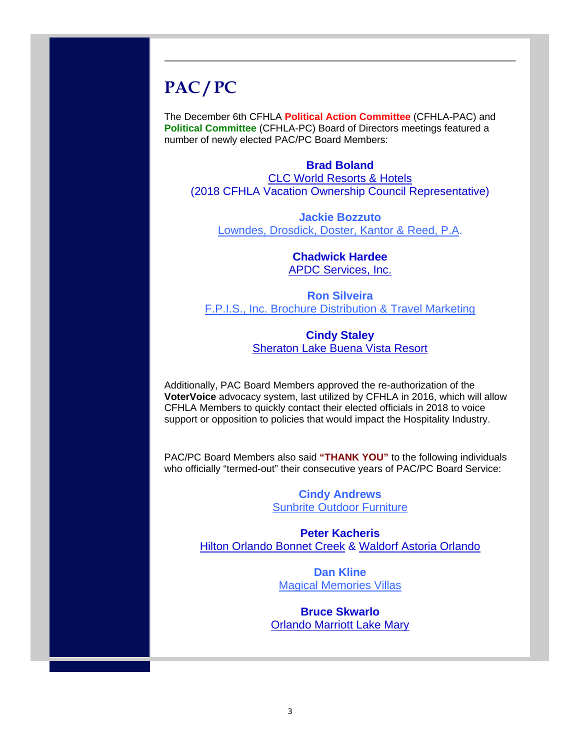# PAC / PC

The December 6th CFHLA **Political Action Committee** (CFHLA-PAC) and **Political Committee** (CFHLA-PC) Board of Directors meetings featured a number of newly elected PAC/PC Board Members:

**Brad Boland**
CLC World Resorts & Hotels
(2018 CFHLA Vacation Ownership Council Representative)

**Jackie Bozzuto**
Lowndes, Drosdick, Doster, Kantor & Reed, P.A.

**Chadwick Hardee**
APDC Services, Inc.

**Ron Silveira**
F.P.I.S., Inc. Brochure Distribution & Travel Marketing

**Cindy Staley**
Sheraton Lake Buena Vista Resort

Additionally, PAC Board Members approved the re-authorization of the **VoterVoice** advocacy system, last utilized by CFHLA in 2016, which will allow CFHLA Members to quickly contact their elected officials in 2018 to voice support or opposition to policies that would impact the Hospitality Industry.

PAC/PC Board Members also said **"THANK YOU"** to the following individuals who officially "termed-out" their consecutive years of PAC/PC Board Service:

**Cindy Andrews**
Sunbrite Outdoor Furniture

**Peter Kacheris**
Hilton Orlando Bonnet Creek & Waldorf Astoria Orlando

**Dan Kline**
Magical Memories Villas

**Bruce Skwarlo**
Orlando Marriott Lake Mary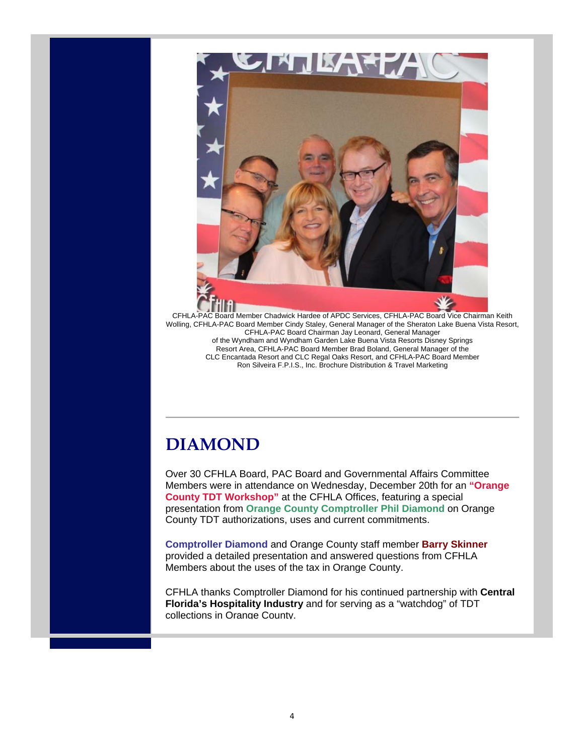CFHLA-PAC Board Member Chadwick Hardee of APDC Services, CFHLA-PAC Board Vice Chairman Keith Wolling, CFHLA-PAC Board Member Cindy Staley, General Manager of the Sheraton Lake Buena Vista Resort, CFHLA-PAC Board Chairman Jay Leonard, General Manager of the Wyndham and Wyndham Garden Lake Buena Vista Resorts Disney Springs Resort Area, CFHLA-PAC Board Member Brad Boland, General Manager of the CLC Encantada Resort and CLC Regal Oaks Resort, and CFHLA-PAC Board Member Ron Silveira F.P.I.S., Inc. Brochure Distribution & Travel Marketing

---

# DIAMOND

Over 30 CFHLA Board, PAC Board and Governmental Affairs Committee Members were in attendance on Wednesday, December 20th for an **"Orange County TDT Workshop"** at the CFHLA Offices, featuring a special presentation from **Orange County Comptroller Phil Diamond** on Orange County TDT authorizations, uses and current commitments.

**Comptroller Diamond** and Orange County staff member **Barry Skinner** provided a detailed presentation and answered questions from CFHLA Members about the uses of the tax in Orange County.

CFHLA thanks Comptroller Diamond for his continued partnership with **Central Florida's Hospitality Industry** and for serving as a "watchdog" of TDT collections in Orange County.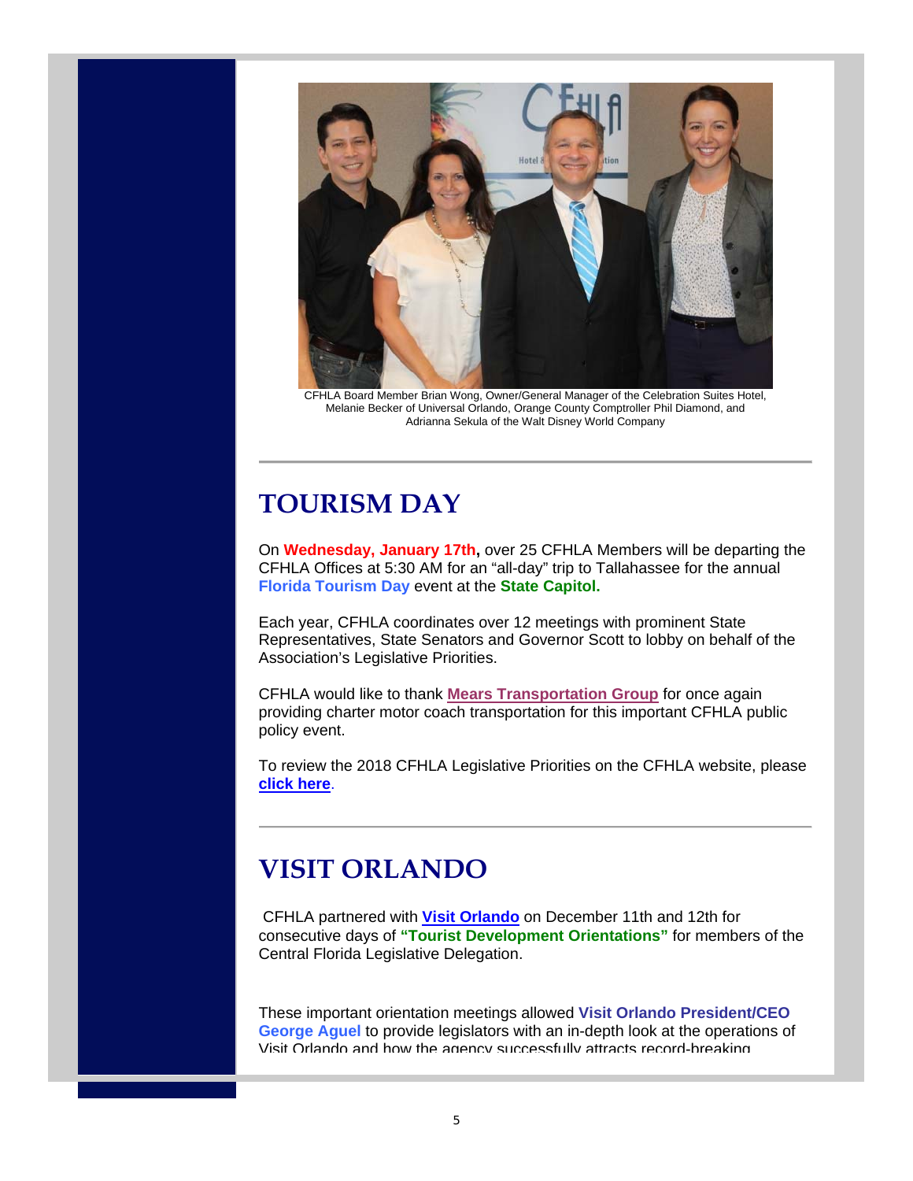CFHLA Board Member Brian Wong, Owner/General Manager of the Celebration Suites Hotel, Melanie Becker of Universal Orlando, Orange County Comptroller Phil Diamond, and Adrianna Sekula of the Walt Disney World Company

---

# TOURISM DAY

On **Wednesday, January 17th,** over 25 CFHLA Members will be departing the CFHLA Offices at 5:30 AM for an "all-day" trip to Tallahassee for the annual **Florida Tourism Day** event at the **State Capitol.**

Each year, CFHLA coordinates over 12 meetings with prominent State Representatives, State Senators and Governor Scott to lobby on behalf of the Association's Legislative Priorities.

CFHLA would like to thank **Mears Transportation Group** for once again providing charter motor coach transportation for this important CFHLA public policy event.

To review the 2018 CFHLA Legislative Priorities on the CFHLA website, please **click here**.

---

# VISIT ORLANDO

CFHLA partnered with **Visit Orlando** on December 11th and 12th for consecutive days of **"Tourist Development Orientations"** for members of the Central Florida Legislative Delegation.

These important orientation meetings allowed **Visit Orlando President/CEO George Aguel** to provide legislators with an in-depth look at the operations of Visit Orlando and how the agency successfully attracts record-breaking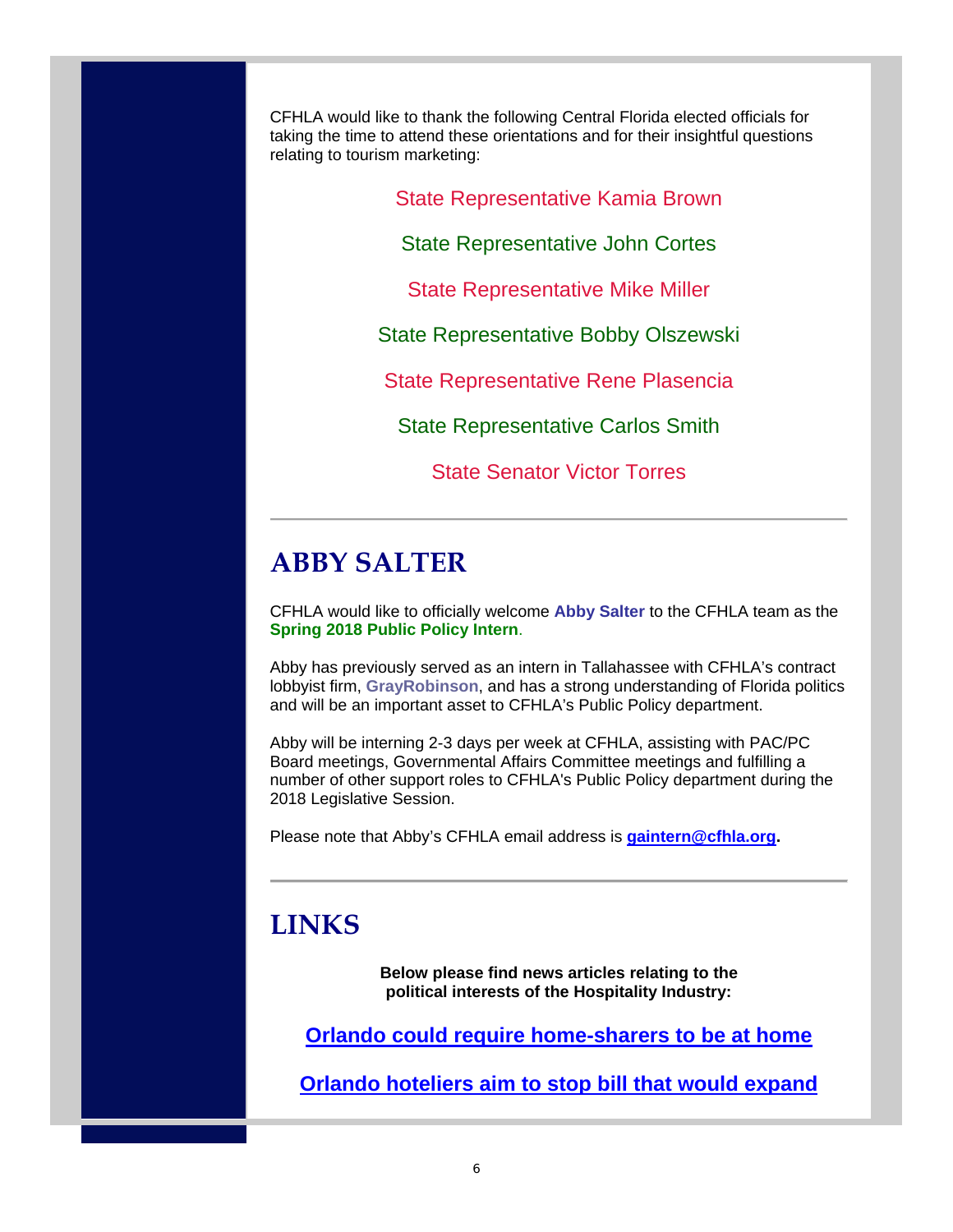CFHLA would like to thank the following Central Florida elected officials for taking the time to attend these orientations and for their insightful questions relating to tourism marketing:

State Representative Kamia Brown

State Representative John Cortes

State Representative Mike Miller

State Representative Bobby Olszewski

State Representative Rene Plasencia

State Representative Carlos Smith

State Senator Victor Torres

---

## ABBY SALTER

CFHLA would like to officially welcome **Abby Salter** to the CFHLA team as the **Spring 2018 Public Policy Intern**.

Abby has previously served as an intern in Tallahassee with CFHLA's contract lobbyist firm, **GrayRobinson**, and has a strong understanding of Florida politics and will be an important asset to CFHLA's Public Policy department.

Abby will be interning 2-3 days per week at CFHLA, assisting with PAC/PC Board meetings, Governmental Affairs Committee meetings and fulfilling a number of other support roles to CFHLA's Public Policy department during the 2018 Legislative Session.

Please note that Abby's CFHLA email address is **gaintern@cfhla.org.**

---

## LINKS

**Below please find news articles relating to the political interests of the Hospitality Industry:**

**Orlando could require home-sharers to be at home**

**Orlando hoteliers aim to stop bill that would expand**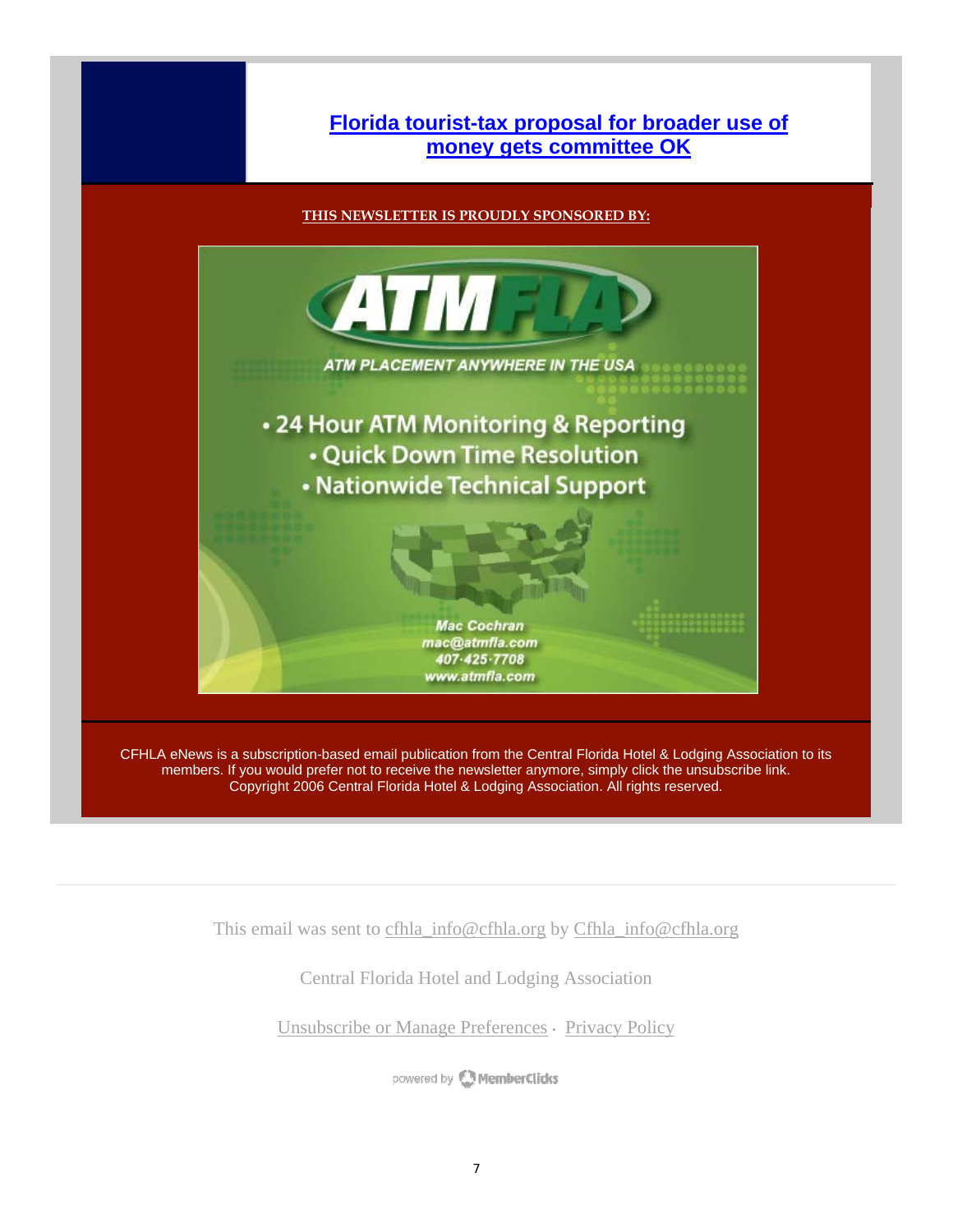**Florida tourist-tax proposal for broader use of money gets committee OK**

**THIS NEWSLETTER IS PROUDLY SPONSORED BY:**

ATMFLA

ATM PLACEMENT ANYWHERE IN THE USA

- 24 Hour ATM Monitoring & Reporting
- Quick Down Time Resolution
- Nationwide Technical Support

Mac Cochran
mac@atmfla.com
407-425-7708
www.atmfla.com

CFHLA eNews is a subscription-based email publication from the Central Florida Hotel & Lodging Association to its members. If you would prefer not to receive the newsletter anymore, simply click the unsubscribe link. Copyright 2006 Central Florida Hotel & Lodging Association. All rights reserved.

---

This email was sent to cfhla_info@cfhla.org by Cfhla_info@cfhla.org

Central Florida Hotel and Lodging Association

Unsubscribe or Manage Preferences · Privacy Policy

powered by MemberClicks